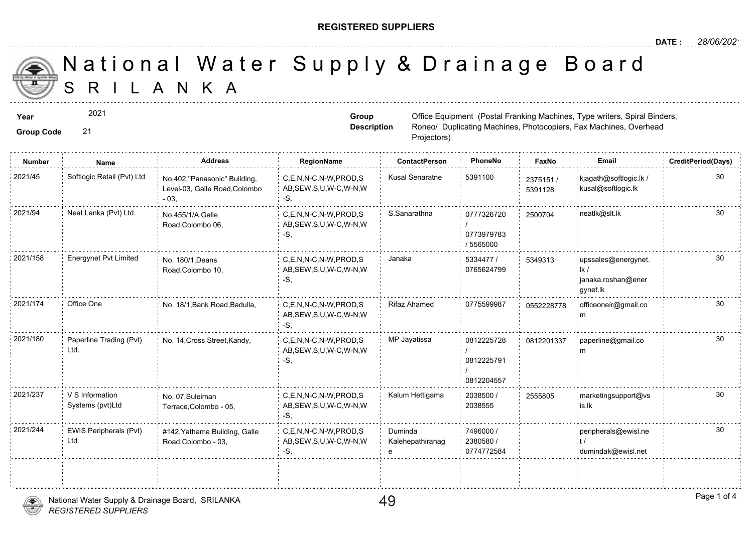**REGISTERED SUPPLIERS**

**DATE :** 28/06/2021

# National Water Supply & Drainage Board

# SRILANKA

**Year** 2021

**Group Code** 21

**Group Description** Office Equipment (Postal Franking Machines, Type writers, Spiral Binders, Roneo/ Duplicating Machines, Photocopiers, Fax Machines, Overhead Projectors)

| Number | Name | Address | RegionName | ContactPerson | PhoneNo | FaxNo | Email | CreditPeriod(Days) |
|---|---|---|---|---|---|---|---|---|
| 2021/45 | Softlogic Retail (Pvt) Ltd | No.402,"Panasonic" Building, Level-03, Galle Road,Colombo - 03, | C,E,N,N-C,N-W,PROD,SAB,SEW,S,U,W-C,W-N,W-S, | Kusal Senaratne | 5391100 | 2375151 / 5391128 | kjagath@softlogic.lk / kusal@softlogic.lk | 30 |
| 2021/94 | Neat Lanka (Pvt) Ltd. | No.455/1/A,Galle Road,Colombo 06, | C,E,N,N-C,N-W,PROD,SAB,SEW,S,U,W-C,W-N,W-S, | S.Sanarathna | 0777326720 / 0773979783 / 5565000 | 2500704 | neatlk@slt.lk | 30 |
| 2021/158 | Energynet Pvt Limited | No. 180/1,Deans Road,Colombo 10, | C,E,N,N-C,N-W,PROD,SAB,SEW,S,U,W-C,W-N,W-S, | Janaka | 5334477 / 0765624799 | 5349313 | upssales@energynet.lk / janaka.roshan@energynet.lk | 30 |
| 2021/174 | Office One | No. 18/1,Bank Road,Badulla, | C,E,N,N-C,N-W,PROD,SAB,SEW,S,U,W-C,W-N,W-S, | Rifaz Ahamed | 0775599987 | 0552228778 | officeoneir@gmail.com | 30 |
| 2021/180 | Paperline Trading (Pvt) Ltd. | No. 14,Cross Street,Kandy, | C,E,N,N-C,N-W,PROD,SAB,SEW,S,U,W-C,W-N,W-S, | MP Jayatissa | 0812225728 / 0812225791 / 0812204557 | 0812201337 | paperline@gmail.com | 30 |
| 2021/237 | V S Information Systems (pvt)Ltd | No. 07,Suleiman Terrace,Colombo - 05, | C,E,N,N-C,N-W,PROD,SAB,SEW,S,U,W-C,W-N,W-S, | Kalum Hettigama | 2038500 / 2038555 | 2555805 | marketingsupport@vsis.lk | 30 |
| 2021/244 | EWIS Peripherals (Pvt) Ltd | #142,Yathama Building, Galle Road,Colombo - 03, | C,E,N,N-C,N-W,PROD,SAB,SEW,S,U,W-C,W-N,W-S, | Duminda Kalehepathiranage | 7496000 / 2380580 / 0774772584 | | peripherals@ewisl.net / dumindak@ewisl.net | 30 |

National Water Supply & Drainage Board, SRILANKA

*REGISTERED SUPPLIERS*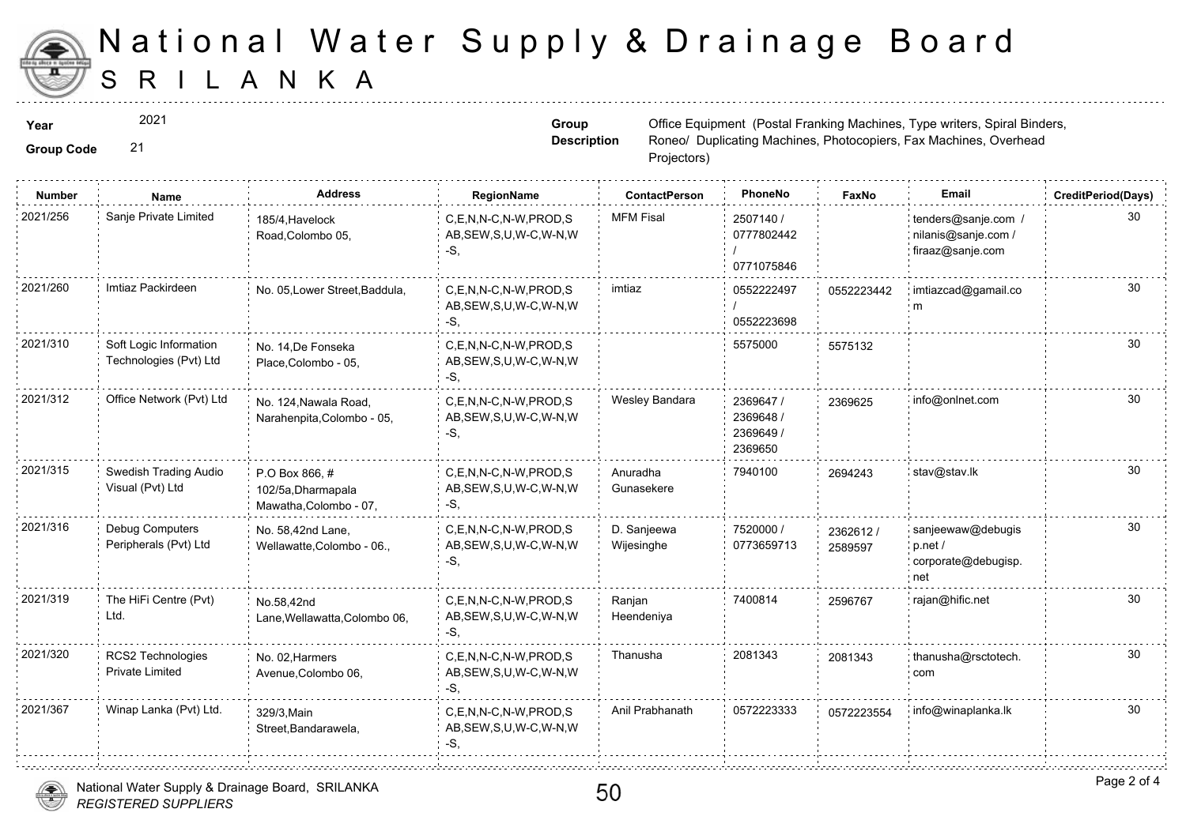# National Water Supply & Drainage Board
## SRI LANKA

**Year** 2021

**Group Code** 21

**Group Description** Office Equipment (Postal Franking Machines, Type writers, Spiral Binders, Roneo/ Duplicating Machines, Photocopiers, Fax Machines, Overhead Projectors)

| Number | Name | Address | RegionName | ContactPerson | PhoneNo | FaxNo | Email | CreditPeriod(Days) |
|---|---|---|---|---|---|---|---|---|
| 2021/256 | Sanje Private Limited | 185/4,Havelock Road,Colombo 05, | C,E,N,N-C,N-W,PROD,SAB,SEW,S,U,W-C,W-N,W-S, | MFM Fisal | 2507140 / 0777802442 / 0771075846 | | tenders@sanje.com / nilanis@sanje.com / firaaz@sanje.com | 30 |
| 2021/260 | Imtiaz Packirdeen | No. 05,Lower Street,Baddula, | C,E,N,N-C,N-W,PROD,SAB,SEW,S,U,W-C,W-N,W-S, | imtiaz | 0552222497 / 0552223698 | 0552223442 | imtiazcad@gamail.com | 30 |
| 2021/310 | Soft Logic Information Technologies (Pvt) Ltd | No. 14,De Fonseka Place,Colombo - 05, | C,E,N,N-C,N-W,PROD,SAB,SEW,S,U,W-C,W-N,W-S, | | 5575000 | 5575132 | | 30 |
| 2021/312 | Office Network (Pvt) Ltd | No. 124,Nawala Road, Narahenpita,Colombo - 05, | C,E,N,N-C,N-W,PROD,SAB,SEW,S,U,W-C,W-N,W-S, | Wesley Bandara | 2369647 / 2369648 / 2369649 / 2369650 | 2369625 | info@onlnet.com | 30 |
| 2021/315 | Swedish Trading Audio Visual (Pvt) Ltd | P.O Box 866, # 102/5a,Dharmapala Mawatha,Colombo - 07, | C,E,N,N-C,N-W,PROD,SAB,SEW,S,U,W-C,W-N,W-S, | Anuradha Gunasekere | 7940100 | 2694243 | stav@stav.lk | 30 |
| 2021/316 | Debug Computers Peripherals (Pvt) Ltd | No. 58,42nd Lane, Wellawatte,Colombo - 06., | C,E,N,N-C,N-W,PROD,SAB,SEW,S,U,W-C,W-N,W-S, | D. Sanjeewa Wijesinghe | 7520000 / 0773659713 | 2362612 / 2589597 | sanjeewaw@debugisp.net / corporate@debugisp.net | 30 |
| 2021/319 | The HiFi Centre (Pvt) Ltd. | No.58,42nd Lane,Wellawatta,Colombo 06, | C,E,N,N-C,N-W,PROD,SAB,SEW,S,U,W-C,W-N,W-S, | Ranjan Heendeniya | 7400814 | 2596767 | rajan@hific.net | 30 |
| 2021/320 | RCS2 Technologies Private Limited | No. 02,Harmers Avenue,Colombo 06, | C,E,N,N-C,N-W,PROD,SAB,SEW,S,U,W-C,W-N,W-S, | Thanusha | 2081343 | 2081343 | thanusha@rsctotech.com | 30 |
| 2021/367 | Winap Lanka (Pvt) Ltd. | 329/3,Main Street,Bandarawela, | C,E,N,N-C,N-W,PROD,SAB,SEW,S,U,W-C,W-N,W-S, | Anil Prabhanath | 0572223333 | 0572223554 | info@winaplanka.lk | 30 |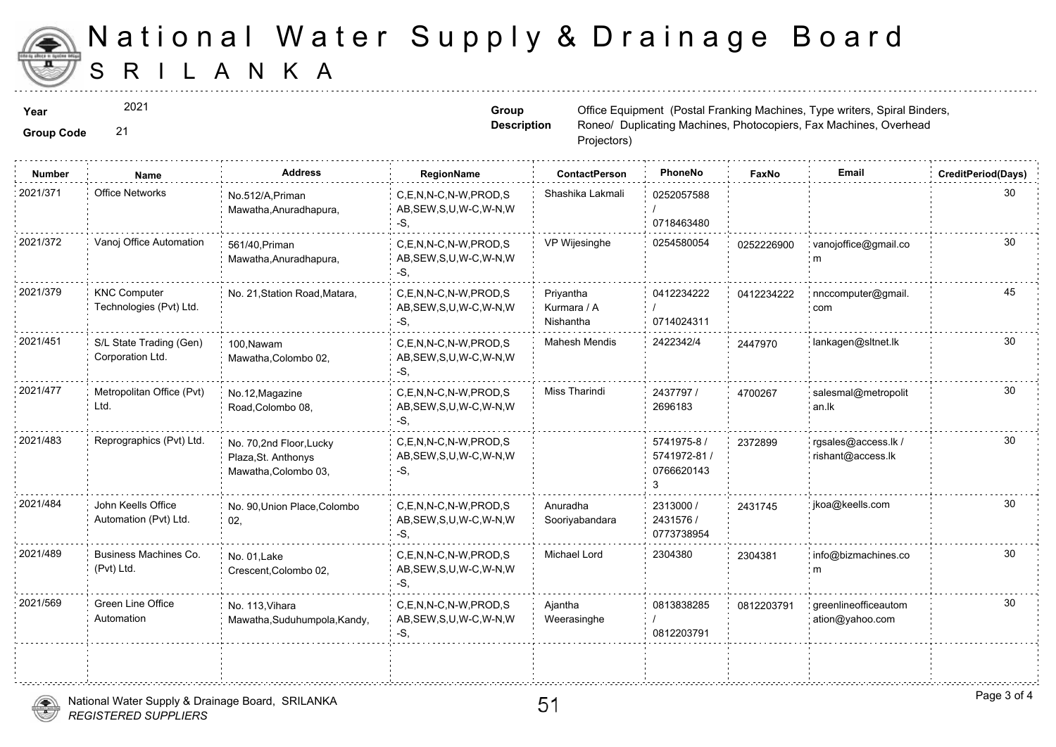# National Water Supply & Drainage Board
## SRILANKA

**Year** 2021

**Group Code** 21

**Group Description** Office Equipment (Postal Franking Machines, Type writers, Spiral Binders, Roneo/ Duplicating Machines, Photocopiers, Fax Machines, Overhead Projectors)

| Number | Name | Address | RegionName | ContactPerson | PhoneNo | FaxNo | Email | CreditPeriod(Days) |
|---|---|---|---|---|---|---|---|---|
| 2021/371 | Office Networks | No.512/A,Priman Mawatha,Anuradhapura, | C,E,N,N-C,N-W,PROD,SAB,SEW,S,U,W-C,W-N,W-S, | Shashika Lakmali | 0252057588 / 0718463480 | | | 30 |
| 2021/372 | Vanoj Office Automation | 561/40,Priman Mawatha,Anuradhapura, | C,E,N,N-C,N-W,PROD,SAB,SEW,S,U,W-C,W-N,W-S, | VP Wijesinghe | 0254580054 | 0252226900 | vanojoffice@gmail.com | 30 |
| 2021/379 | KNC Computer Technologies (Pvt) Ltd. | No. 21,Station Road,Matara, | C,E,N,N-C,N-W,PROD,SAB,SEW,S,U,W-C,W-N,W-S, | Priyantha Kurmara / A Nishantha | 0412234222 / 0714024311 | 0412234222 | nnccomputer@gmail.com | 45 |
| 2021/451 | S/L State Trading (Gen) Corporation Ltd. | 100,Nawam Mawatha,Colombo 02, | C,E,N,N-C,N-W,PROD,SAB,SEW,S,U,W-C,W-N,W-S, | Mahesh Mendis | 2422342/4 | 2447970 | lankagen@sltnet.lk | 30 |
| 2021/477 | Metropolitan Office (Pvt) Ltd. | No.12,Magazine Road,Colombo 08, | C,E,N,N-C,N-W,PROD,SAB,SEW,S,U,W-C,W-N,W-S, | Miss Tharindi | 2437797 / 2696183 | 4700267 | salesmal@metropolitan.lk | 30 |
| 2021/483 | Reprographics (Pvt) Ltd. | No. 70,2nd Floor,Lucky Plaza,St. Anthonys Mawatha,Colombo 03, | C,E,N,N-C,N-W,PROD,SAB,SEW,S,U,W-C,W-N,W-S, | | 5741975-8 / 5741972-81 / 07666201433 | 2372899 | rgsales@access.lk / rishant@access.lk | 30 |
| 2021/484 | John Keells Office Automation (Pvt) Ltd. | No. 90,Union Place,Colombo 02, | C,E,N,N-C,N-W,PROD,SAB,SEW,S,U,W-C,W-N,W-S, | Anuradha Sooriyabandara | 2313000 / 2431576 / 0773738954 | 2431745 | jkoa@keells.com | 30 |
| 2021/489 | Business Machines Co. (Pvt) Ltd. | No. 01,Lake Crescent,Colombo 02, | C,E,N,N-C,N-W,PROD,SAB,SEW,S,U,W-C,W-N,W-S, | Michael Lord | 2304380 | 2304381 | info@bizmachines.com | 30 |
| 2021/569 | Green Line Office Automation | No. 113,Vihara Mawatha,Suduhumpola,Kandy, | C,E,N,N-C,N-W,PROD,SAB,SEW,S,U,W-C,W-N,W-S, | Ajantha Weerasinghe | 0813838285 / 0812203791 | 0812203791 | greenlineofficeautomation@yahoo.com | 30 |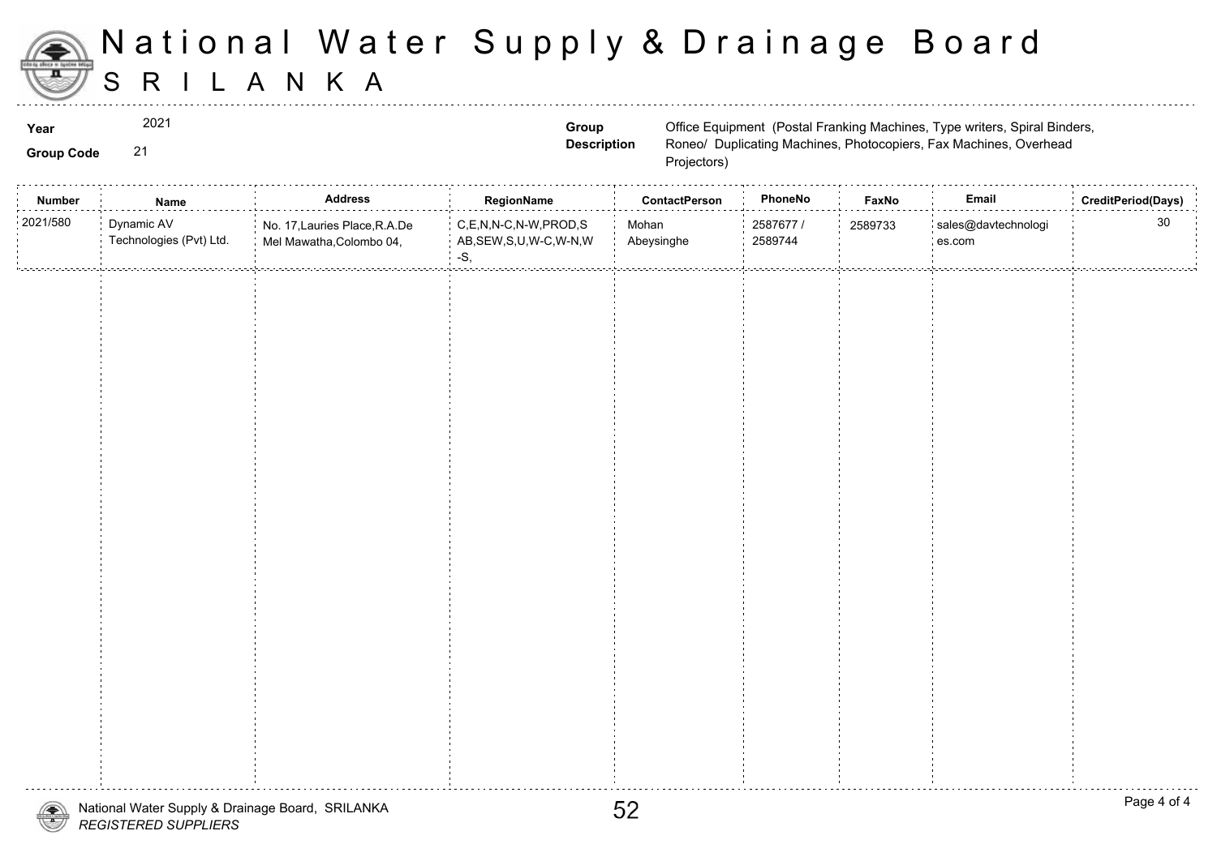# National Water Supply & Drainage Board

## SRI LANKA

**Year** 2021

**Group Code** 21

**Group Description** Office Equipment (Postal Franking Machines, Type writers, Spiral Binders, Roneo/ Duplicating Machines, Photocopiers, Fax Machines, Overhead Projectors)

| Number | Name | Address | RegionName | ContactPerson | PhoneNo | FaxNo | Email | CreditPeriod(Days) |
|---|---|---|---|---|---|---|---|---|
| 2021/580 | Dynamic AV Technologies (Pvt) Ltd. | No. 17,Lauries Place,R.A.De Mel Mawatha,Colombo 04, | C,E,N,N-C,N-W,PROD,SAB,SEW,S,U,W-C,W-N,W-S, | Mohan Abeysinghe | 2587677 / 2589744 | 2589733 | sales@davtechnologies.com | 30 |

National Water Supply & Drainage Board, SRILANKA
*REGISTERED SUPPLIERS*